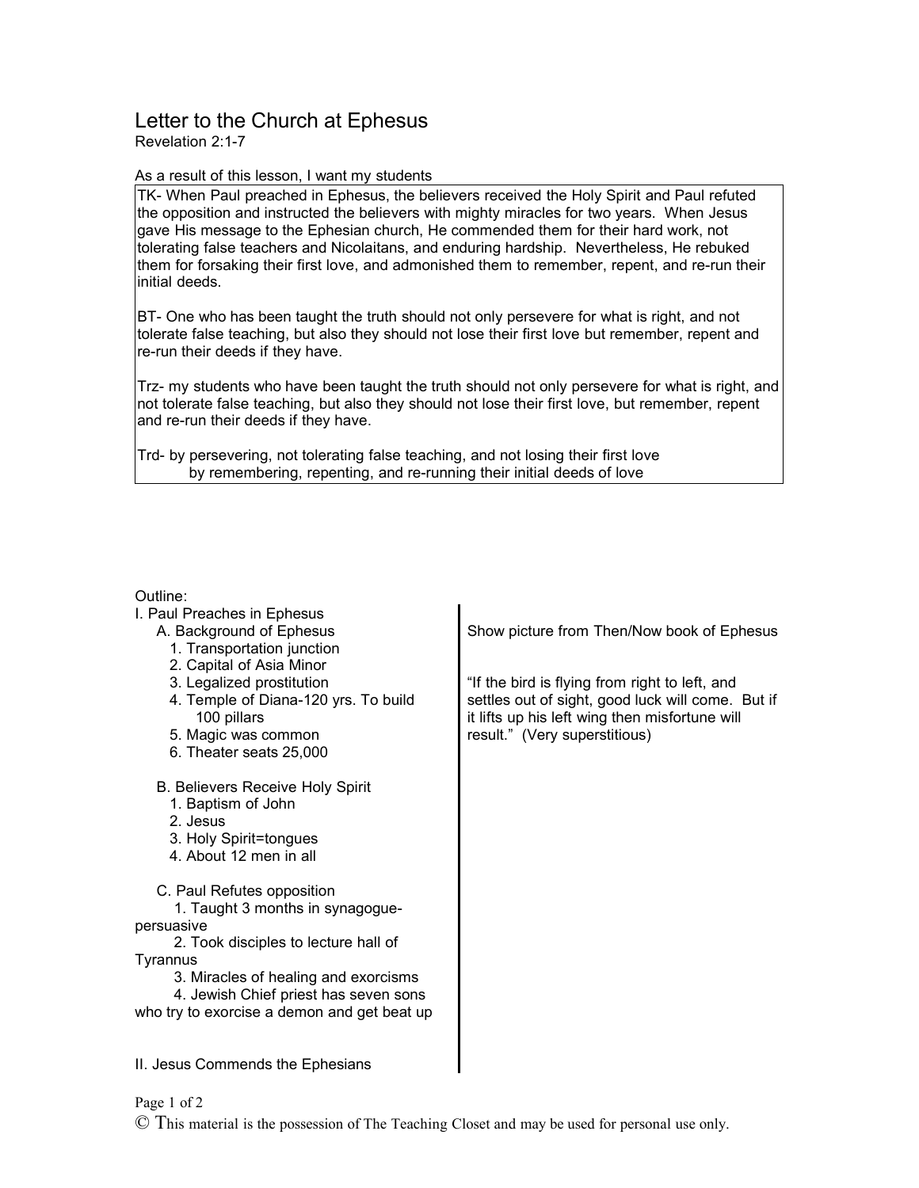# Letter to the Church at Ephesus

Revelation 2:1-7

As a result of this lesson, I want my students

TK- When Paul preached in Ephesus, the believers received the Holy Spirit and Paul refuted the opposition and instructed the believers with mighty miracles for two years. When Jesus gave His message to the Ephesian church, He commended them for their hard work, not tolerating false teachers and Nicolaitans, and enduring hardship. Nevertheless, He rebuked them for forsaking their first love, and admonished them to remember, repent, and re-run their initial deeds.

BT- One who has been taught the truth should not only persevere for what is right, and not tolerate false teaching, but also they should not lose their first love but remember, repent and re-run their deeds if they have.

Trz- my students who have been taught the truth should not only persevere for what is right, and not tolerate false teaching, but also they should not lose their first love, but remember, repent and re-run their deeds if they have.

Trd- by persevering, not tolerating false teaching, and not losing their first love
by remembering, repenting, and re-running their initial deeds of love

Outline:

I. Paul Preaches in Ephesus

- A. Background of Ephesus
  1. Transportation junction
  2. Capital of Asia Minor
  3. Legalized prostitution
  4. Temple of Diana-120 yrs. To build 100 pillars
  5. Magic was common
  6. Theater seats 25,000

Show picture from Then/Now book of Ephesus

"If the bird is flying from right to left, and settles out of sight, good luck will come. But if it lifts up his left wing then misfortune will result." (Very superstitious)

- B. Believers Receive Holy Spirit
  1. Baptism of John
  2. Jesus
  3. Holy Spirit=tongues
  4. About 12 men in all

- C. Paul Refutes opposition
  1. Taught 3 months in synagogue-persuasive
  2. Took disciples to lecture hall of Tyrannus
  3. Miracles of healing and exorcisms
  4. Jewish Chief priest has seven sons who try to exorcise a demon and get beat up

II. Jesus Commends the Ephesians

© This material is the possession of The Teaching Closet and may be used for personal use only.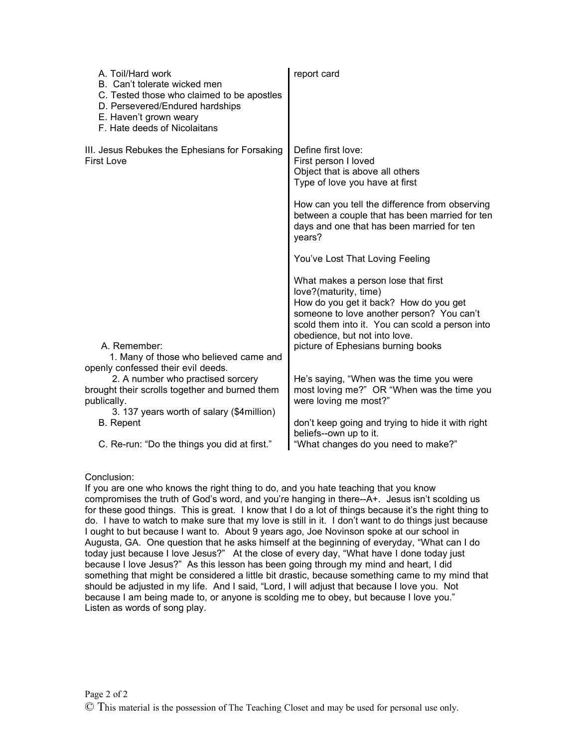| | |
|---|---|
| A. Toil/Hard work<br>B. Can't tolerate wicked men<br>C. Tested those who claimed to be apostles<br>D. Persevered/Endured hardships<br>E. Haven't grown weary<br>F. Hate deeds of Nicolaitans | report card |
| III. Jesus Rebukes the Ephesians for Forsaking First Love | Define first love:<br>First person I loved<br>Object that is above all others<br>Type of love you have at first<br><br>How can you tell the difference from observing between a couple that has been married for ten days and one that has been married for ten years?<br><br>You've Lost That Loving Feeling<br><br>What makes a person lose that first love?(maturity, time)<br>How do you get it back? How do you get someone to love another person? You can't scold them into it. You can scold a person into obedience, but not into love. |
| A. Remember:<br>1. Many of those who believed came and openly confessed their evil deeds.<br>2. A number who practised sorcery brought their scrolls together and burned them publically.<br>3. 137 years worth of salary ($4million) | picture of Ephesians burning books<br><br>He's saying, "When was the time you were most loving me?" OR "When was the time you were loving me most?" |
| B. Repent | don't keep going and trying to hide it with right beliefs--own up to it. |
| C. Re-run: "Do the things you did at first." | "What changes do you need to make?" |

Conclusion:
If you are one who knows the right thing to do, and you hate teaching that you know compromises the truth of God's word, and you're hanging in there--A+. Jesus isn't scolding us for these good things. This is great. I know that I do a lot of things because it's the right thing to do. I have to watch to make sure that my love is still in it. I don't want to do things just because I ought to but because I want to. About 9 years ago, Joe Novinson spoke at our school in Augusta, GA. One question that he asks himself at the beginning of everyday, "What can I do today just because I love Jesus?" At the close of every day, "What have I done today just because I love Jesus?" As this lesson has been going through my mind and heart, I did something that might be considered a little bit drastic, because something came to my mind that should be adjusted in my life. And I said, "Lord, I will adjust that because I love you. Not because I am being made to, or anyone is scolding me to obey, but because I love you." Listen as words of song play.

© This material is the possession of The Teaching Closet and may be used for personal use only.